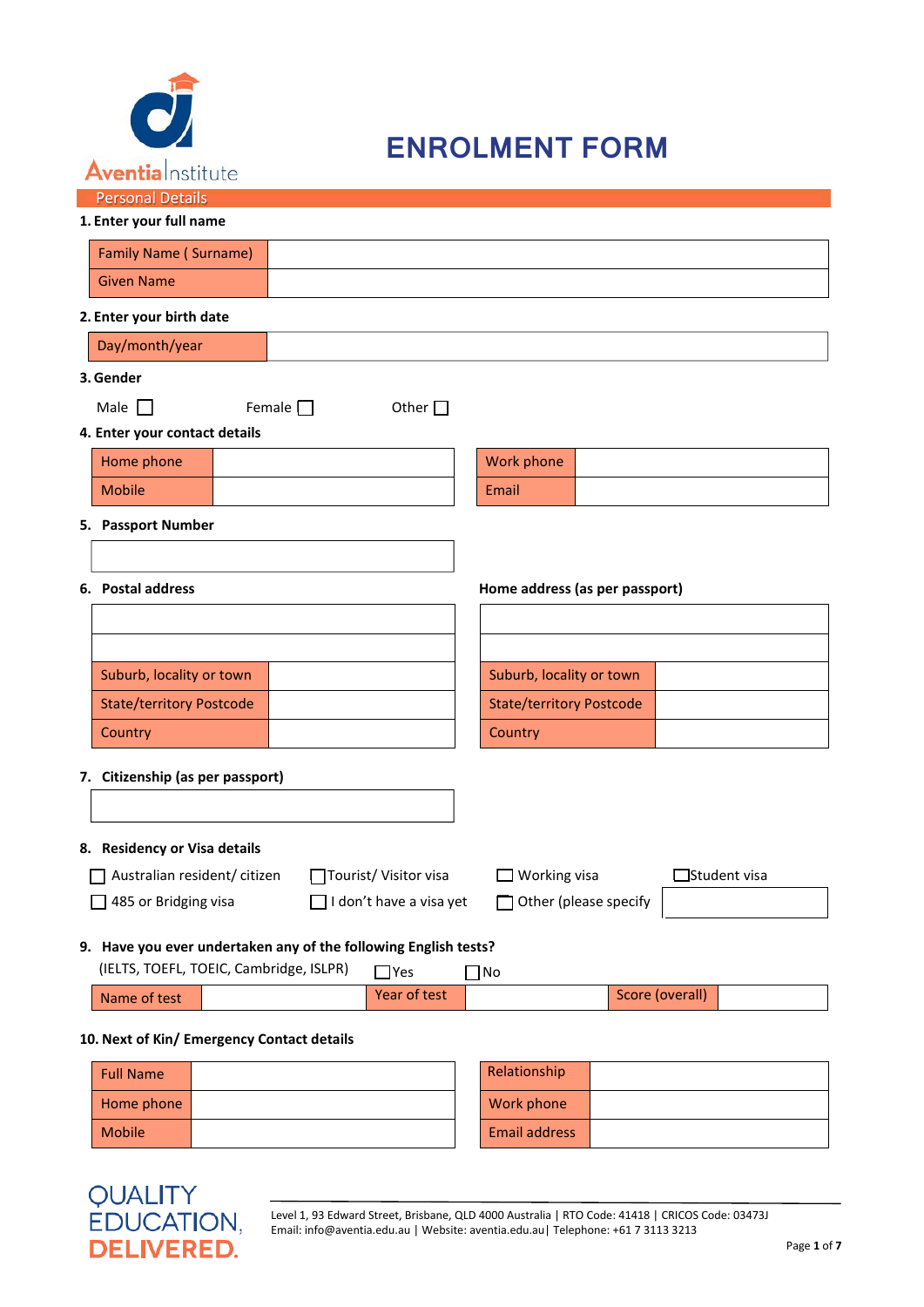Aventia Institute

# ENROLMENT FORM

## Personal Details

**1. Enter your full name**

| Family Name ( Surname) | |
|---|---|
| Given Name | |

**2. Enter your birth date**

| Day/month/year | |
|---|---|

**3. Gender**

Male ☐ Female ☐ Other ☐

**4. Enter your contact details**

| Home phone | | Work phone | |
|---|---|---|---|
| Mobile | | Email | |

**5. Passport Number**

| |
|---|

**6. Postal address**

| | |
|---|---|
| | |
| Suburb, locality or town | |
| State/territory Postcode | |
| Country | |

**Home address (as per passport)**

| | |
|---|---|
| | |
| Suburb, locality or town | |
| State/territory Postcode | |
| Country | |

**7. Citizenship (as per passport)**

| |
|---|

**8. Residency or Visa details**

☐ Australian resident/ citizen ☐ Tourist/ Visitor visa ☐ Working visa ☐ Student visa

☐ 485 or Bridging visa ☐ I don't have a visa yet ☐ Other (please specify ____________

**9. Have you ever undertaken any of the following English tests?**

(IELTS, TOEFL, TOEIC, Cambridge, ISLPR) ☐ Yes ☐ No

| Name of test | | Year of test | | Score (overall) | |
|---|---|---|---|---|---|

**10. Next of Kin/ Emergency Contact details**

| Full Name | | Relationship | |
|---|---|---|---|
| Home phone | | Work phone | |
| Mobile | | Email address | |

QUALITY EDUCATION, DELIVERED.

Level 1, 93 Edward Street, Brisbane, QLD 4000 Australia | RTO Code: 41418 | CRICOS Code: 03473J
Email: info@aventia.edu.au | Website: aventia.edu.au | Telephone: +61 7 3113 3213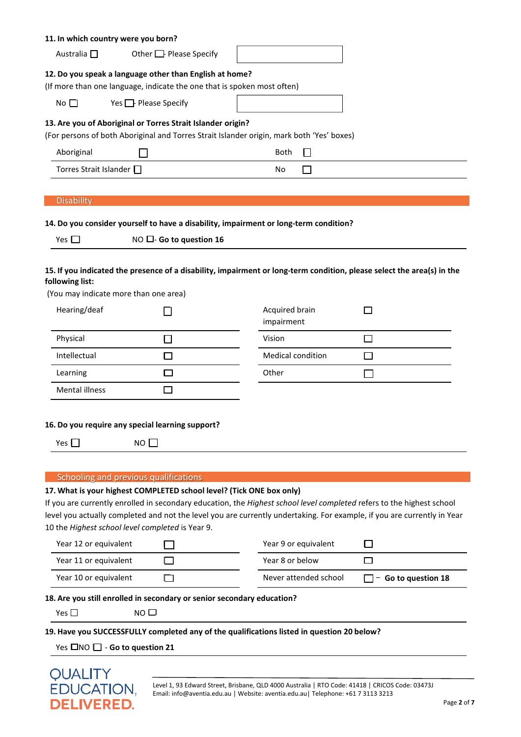**11. In which country were you born?**

Australia ☐ Other ☐ Please Specify ______

**12. Do you speak a language other than English at home?**

(If more than one language, indicate the one that is spoken most often)

No ☐ Yes ☐ Please Specify ______

**13. Are you of Aboriginal or Torres Strait Islander origin?**

(For persons of both Aboriginal and Torres Strait Islander origin, mark both 'Yes' boxes)

| | | | |
|---|---|---|---|
| Aboriginal | ☐ | Both | ☐ |
| Torres Strait Islander | ☐ | No | ☐ |

## Disability

**14. Do you consider yourself to have a disability, impairment or long-term condition?**

Yes ☐ NO ☐ - **Go to question 16**

**15. If you indicated the presence of a disability, impairment or long-term condition, please select the area(s) in the following list:**

(You may indicate more than one area)

| | | | |
|---|---|---|---|
| Hearing/deaf | ☐ | Acquired brain impairment | ☐ |
| Physical | ☐ | Vision | ☐ |
| Intellectual | ☐ | Medical condition | ☐ |
| Learning | ☐ | Other | ☐ |
| Mental illness | ☐ | | |

**16. Do you require any special learning support?**

Yes ☐ NO ☐

## Schooling and previous qualifications

**17. What is your highest COMPLETED school level? (Tick ONE box only)**

If you are currently enrolled in secondary education, the *Highest school level completed* refers to the highest school level you actually completed and not the level you are currently undertaking. For example, if you are currently in Year 10 the *Highest school level completed* is Year 9.

| | | | |
|---|---|---|---|
| Year 12 or equivalent | ☐ | Year 9 or equivalent | ☐ |
| Year 11 or equivalent | ☐ | Year 8 or below | ☐ |
| Year 10 or equivalent | ☐ | Never attended school | ☐ – **Go to question 18** |

**18. Are you still enrolled in secondary or senior secondary education?**

Yes ☐ NO ☐

**19. Have you SUCCESSFULLY completed any of the qualifications listed in question 20 below?**

Yes ☐ NO ☐ - **Go to question 21**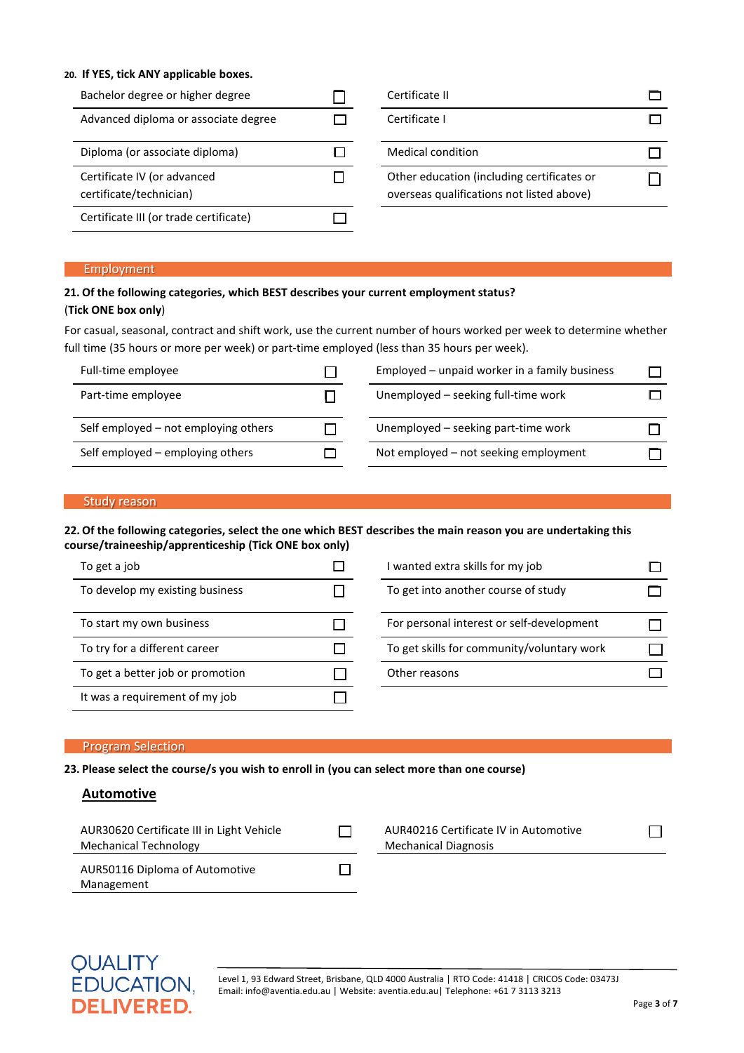**20. If YES, tick ANY applicable boxes.**

| | | | |
|---|---|---|---|
| Bachelor degree or higher degree | ☐ | Certificate II | ☐ |
| Advanced diploma or associate degree | ☐ | Certificate I | ☐ |
| Diploma (or associate diploma) | ☐ | Medical condition | ☐ |
| Certificate IV (or advanced certificate/technician) | ☐ | Other education (including certificates or overseas qualifications not listed above) | ☐ |
| Certificate III (or trade certificate) | ☐ | | |

## Employment

**21. Of the following categories, which BEST describes your current employment status?**
(**Tick ONE box only**)

For casual, seasonal, contract and shift work, use the current number of hours worked per week to determine whether full time (35 hours or more per week) or part-time employed (less than 35 hours per week).

| | | | |
|---|---|---|---|
| Full-time employee | ☐ | Employed – unpaid worker in a family business | ☐ |
| Part-time employee | ☐ | Unemployed – seeking full-time work | ☐ |
| Self employed – not employing others | ☐ | Unemployed – seeking part-time work | ☐ |
| Self employed – employing others | ☐ | Not employed – not seeking employment | ☐ |

## Study reason

**22. Of the following categories, select the one which BEST describes the main reason you are undertaking this course/traineeship/apprenticeship (Tick ONE box only)**

| | | | |
|---|---|---|---|
| To get a job | ☐ | I wanted extra skills for my job | ☐ |
| To develop my existing business | ☐ | To get into another course of study | ☐ |
| To start my own business | ☐ | For personal interest or self-development | ☐ |
| To try for a different career | ☐ | To get skills for community/voluntary work | ☐ |
| To get a better job or promotion | ☐ | Other reasons | ☐ |
| It was a requirement of my job | ☐ | | |

## Program Selection

**23. Please select the course/s you wish to enroll in (you can select more than one course)**

### Automotive

| | | | |
|---|---|---|---|
| AUR30620 Certificate III in Light Vehicle Mechanical Technology | ☐ | AUR40216 Certificate IV in Automotive Mechanical Diagnosis | ☐ |
| AUR50116 Diploma of Automotive Management | ☐ | | |

QUALITY EDUCATION, DELIVERED.

Level 1, 93 Edward Street, Brisbane, QLD 4000 Australia | RTO Code: 41418 | CRICOS Code: 03473J
Email: info@aventia.edu.au | Website: aventia.edu.au| Telephone: +61 7 3113 3213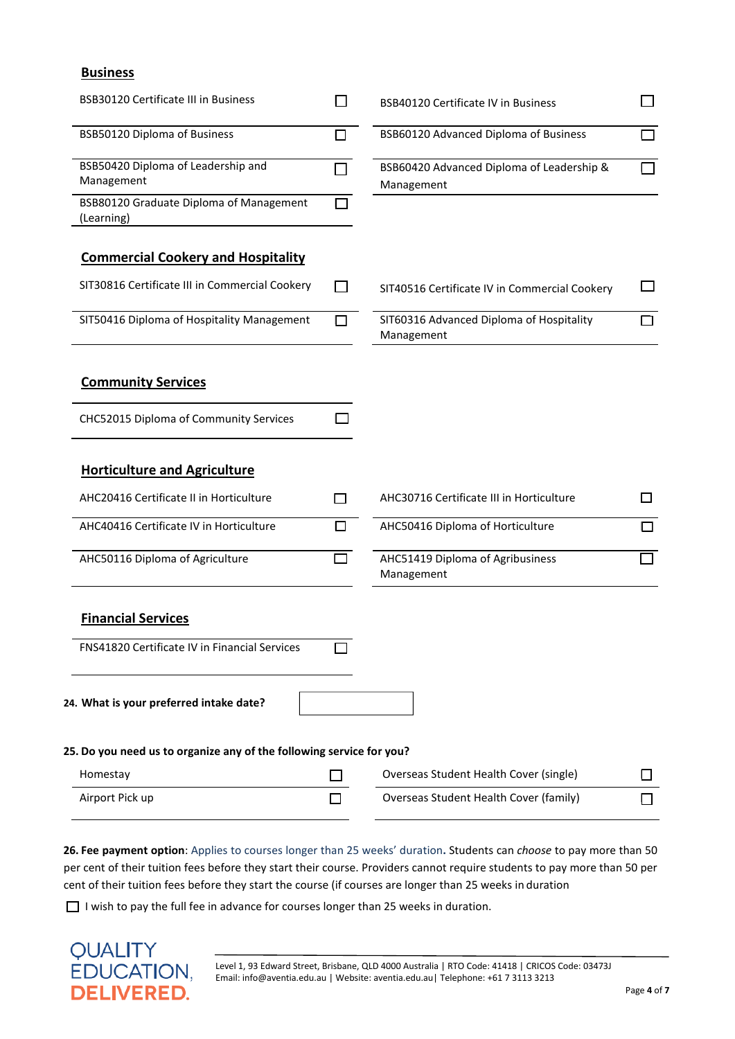## Business

| | | | |
|---|---|---|---|
| BSB30120 Certificate III in Business | ☐ | BSB40120 Certificate IV in Business | ☐ |
| BSB50120 Diploma of Business | ☐ | BSB60120 Advanced Diploma of Business | ☐ |
| BSB50420 Diploma of Leadership and Management | ☐ | BSB60420 Advanced Diploma of Leadership & Management | ☐ |
| BSB80120 Graduate Diploma of Management (Learning) | ☐ | | |

## Commercial Cookery and Hospitality

| | | | |
|---|---|---|---|
| SIT30816 Certificate III in Commercial Cookery | ☐ | SIT40516 Certificate IV in Commercial Cookery | ☐ |
| SIT50416 Diploma of Hospitality Management | ☐ | SIT60316 Advanced Diploma of Hospitality Management | ☐ |

## Community Services

| | |
|---|---|
| CHC52015 Diploma of Community Services | ☐ |

## Horticulture and Agriculture

| | | | |
|---|---|---|---|
| AHC20416 Certificate II in Horticulture | ☐ | AHC30716 Certificate III in Horticulture | ☐ |
| AHC40416 Certificate IV in Horticulture | ☐ | AHC50416 Diploma of Horticulture | ☐ |
| AHC50116 Diploma of Agriculture | ☐ | AHC51419 Diploma of Agribusiness Management | ☐ |

## Financial Services

| | |
|---|---|
| FNS41820 Certificate IV in Financial Services | ☐ |

**24. What is your preferred intake date?** ______________

**25. Do you need us to organize any of the following service for you?**

| | | | |
|---|---|---|---|
| Homestay | ☐ | Overseas Student Health Cover (single) | ☐ |
| Airport Pick up | ☐ | Overseas Student Health Cover (family) | ☐ |

**26. Fee payment option**: Applies to courses longer than 25 weeks' duration**.** Students can *choose* to pay more than 50 per cent of their tuition fees before they start their course. Providers cannot require students to pay more than 50 per cent of their tuition fees before they start the course (if courses are longer than 25 weeks in duration

☐ I wish to pay the full fee in advance for courses longer than 25 weeks in duration.

QUALITY EDUCATION, DELIVERED.

Level 1, 93 Edward Street, Brisbane, QLD 4000 Australia | RTO Code: 41418 | CRICOS Code: 03473J
Email: info@aventia.edu.au | Website: aventia.edu.au | Telephone: +61 7 3113 3213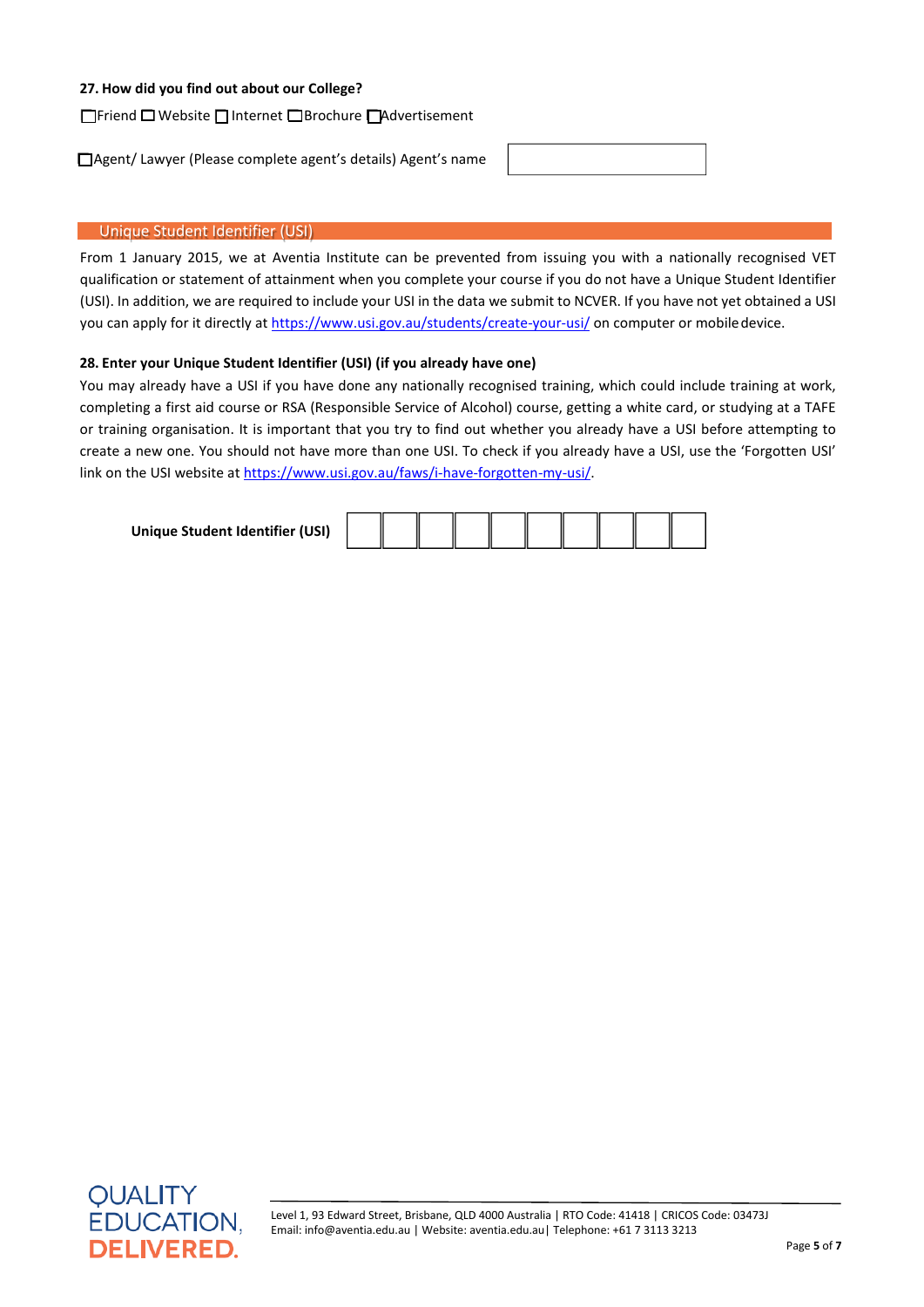**27. How did you find out about our College?**

☐Friend ☐ Website ☐ Internet ☐Brochure ☐Advertisement

☐Agent/ Lawyer (Please complete agent's details) Agent's name

## Unique Student Identifier (USI)

From 1 January 2015, we at Aventia Institute can be prevented from issuing you with a nationally recognised VET qualification or statement of attainment when you complete your course if you do not have a Unique Student Identifier (USI). In addition, we are required to include your USI in the data we submit to NCVER. If you have not yet obtained a USI you can apply for it directly at https://www.usi.gov.au/students/create-your-usi/ on computer or mobile device.

**28. Enter your Unique Student Identifier (USI) (if you already have one)**

You may already have a USI if you have done any nationally recognised training, which could include training at work, completing a first aid course or RSA (Responsible Service of Alcohol) course, getting a white card, or studying at a TAFE or training organisation. It is important that you try to find out whether you already have a USI before attempting to create a new one. You should not have more than one USI. To check if you already have a USI, use the 'Forgotten USI' link on the USI website at https://www.usi.gov.au/faws/i-have-forgotten-my-usi/.

**Unique Student Identifier (USI)**

| | | | | | | | | | |
|---|---|---|---|---|---|---|---|---|---|
| | | | | | | | | | |

QUALITY EDUCATION, DELIVERED.

Level 1, 93 Edward Street, Brisbane, QLD 4000 Australia | RTO Code: 41418 | CRICOS Code: 03473J
Email: info@aventia.edu.au | Website: aventia.edu.au | Telephone: +61 7 3113 3213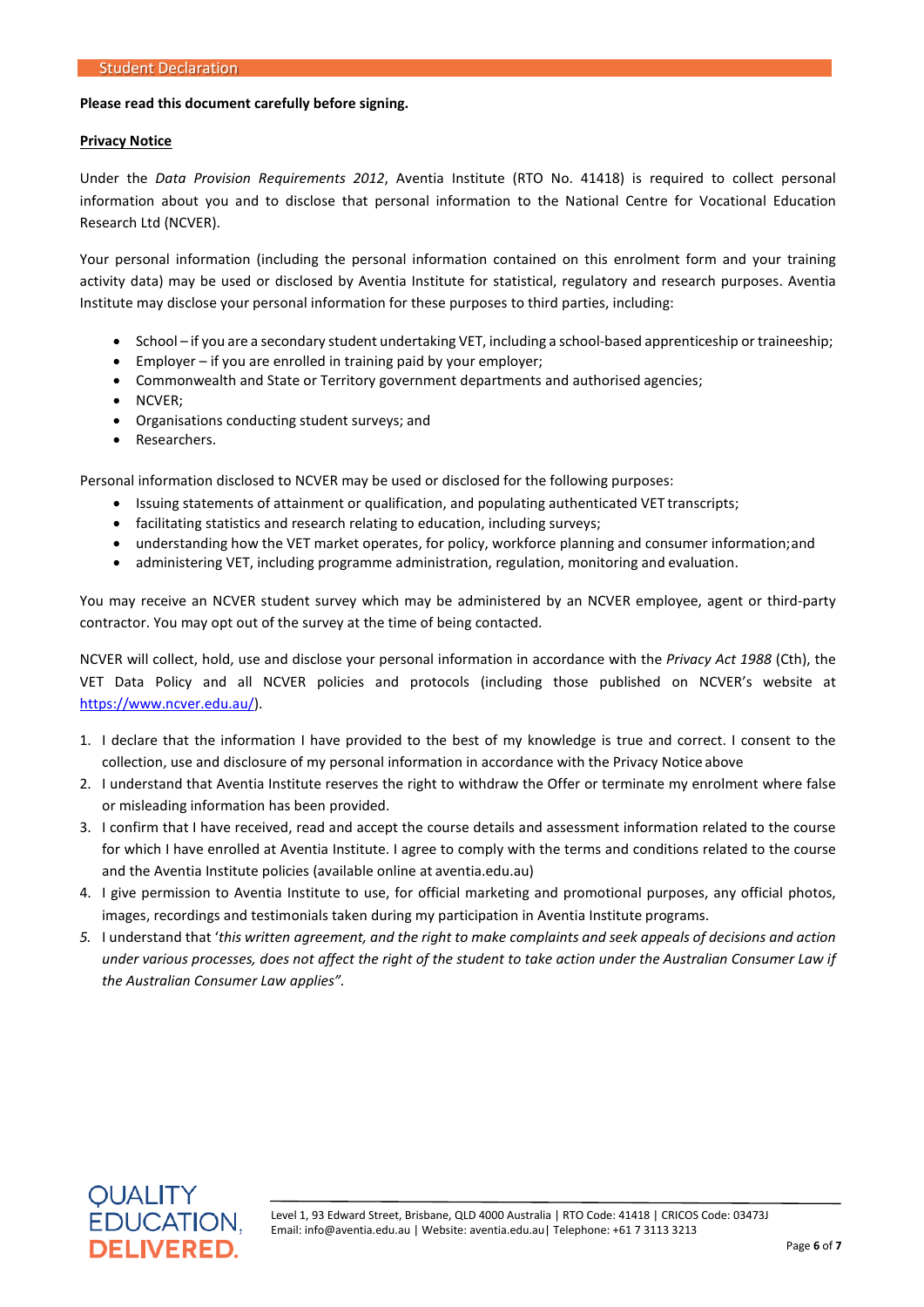## Student Declaration

**Please read this document carefully before signing.**

**Privacy Notice**

Under the *Data Provision Requirements 2012*, Aventia Institute (RTO No. 41418) is required to collect personal information about you and to disclose that personal information to the National Centre for Vocational Education Research Ltd (NCVER).

Your personal information (including the personal information contained on this enrolment form and your training activity data) may be used or disclosed by Aventia Institute for statistical, regulatory and research purposes. Aventia Institute may disclose your personal information for these purposes to third parties, including:

- School – if you are a secondary student undertaking VET, including a school-based apprenticeship or traineeship;
- Employer – if you are enrolled in training paid by your employer;
- Commonwealth and State or Territory government departments and authorised agencies;
- NCVER;
- Organisations conducting student surveys; and
- Researchers.

Personal information disclosed to NCVER may be used or disclosed for the following purposes:

- Issuing statements of attainment or qualification, and populating authenticated VET transcripts;
- facilitating statistics and research relating to education, including surveys;
- understanding how the VET market operates, for policy, workforce planning and consumer information; and
- administering VET, including programme administration, regulation, monitoring and evaluation.

You may receive an NCVER student survey which may be administered by an NCVER employee, agent or third-party contractor. You may opt out of the survey at the time of being contacted.

NCVER will collect, hold, use and disclose your personal information in accordance with the *Privacy Act 1988* (Cth), the VET Data Policy and all NCVER policies and protocols (including those published on NCVER's website at [https://www.ncver.edu.au/](https://www.ncver.edu.au/)).

1. I declare that the information I have provided to the best of my knowledge is true and correct. I consent to the collection, use and disclosure of my personal information in accordance with the Privacy Notice above
2. I understand that Aventia Institute reserves the right to withdraw the Offer or terminate my enrolment where false or misleading information has been provided.
3. I confirm that I have received, read and accept the course details and assessment information related to the course for which I have enrolled at Aventia Institute. I agree to comply with the terms and conditions related to the course and the Aventia Institute policies (available online at aventia.edu.au)
4. I give permission to Aventia Institute to use, for official marketing and promotional purposes, any official photos, images, recordings and testimonials taken during my participation in Aventia Institute programs.
5. *I understand that 'this written agreement, and the right to make complaints and seek appeals of decisions and action under various processes, does not affect the right of the student to take action under the Australian Consumer Law if the Australian Consumer Law applies".*

QUALITY EDUCATION, DELIVERED.

Level 1, 93 Edward Street, Brisbane, QLD 4000 Australia | RTO Code: 41418 | CRICOS Code: 03473J
Email: info@aventia.edu.au | Website: aventia.edu.au| Telephone: +61 7 3113 3213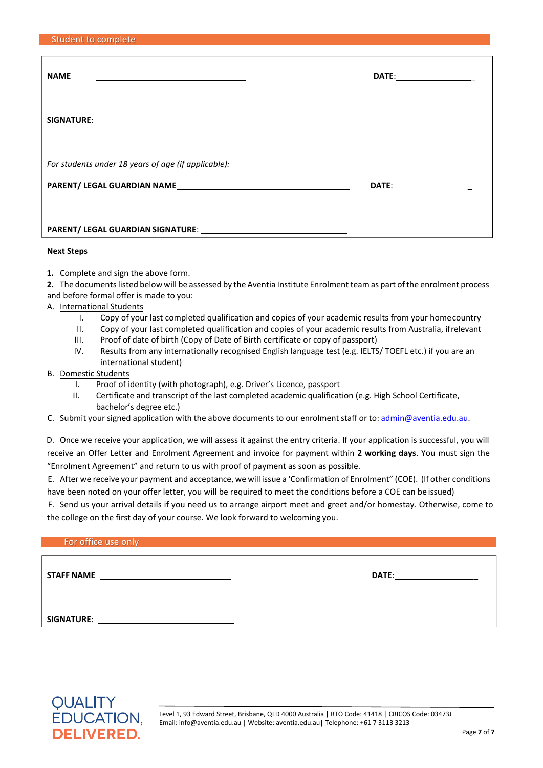## Student to complete

**NAME** \_\_\_\_\_\_\_\_\_\_\_\_\_\_\_\_\_\_\_\_\_\_\_\_\_\_\_\_\_\_ **DATE**: \_\_\_\_\_\_\_\_\_\_\_\_\_\_\_\_

**SIGNATURE**: \_\_\_\_\_\_\_\_\_\_\_\_\_\_\_\_\_\_\_\_\_\_\_\_\_\_\_\_\_\_

*For students under 18 years of age (if applicable):*

**PARENT/ LEGAL GUARDIAN NAME** \_\_\_\_\_\_\_\_\_\_\_\_\_\_\_\_\_\_\_\_\_\_\_\_\_\_\_\_\_\_ **DATE**: \_\_\_\_\_\_\_\_\_\_\_\_\_\_\_\_

**PARENT/ LEGAL GUARDIAN SIGNATURE**: \_\_\_\_\_\_\_\_\_\_\_\_\_\_\_\_\_\_\_\_\_\_\_\_\_\_\_\_\_\_

**Next Steps**

1. Complete and sign the above form.
2. The documents listed below will be assessed by the Aventia Institute Enrolment team as part of the enrolment process and before formal offer is made to you:

A. International Students
   - I. Copy of your last completed qualification and copies of your academic results from your home country
   - II. Copy of your last completed qualification and copies of your academic results from Australia, if relevant
   - III. Proof of date of birth (Copy of Date of Birth certificate or copy of passport)
   - IV. Results from any internationally recognised English language test (e.g. IELTS/ TOEFL etc.) if you are an international student)

B. Domestic Students
   - I. Proof of identity (with photograph), e.g. Driver's Licence, passport
   - II. Certificate and transcript of the last completed academic qualification (e.g. High School Certificate, bachelor's degree etc.)

C. Submit your signed application with the above documents to our enrolment staff or to: admin@aventia.edu.au.

D. Once we receive your application, we will assess it against the entry criteria. If your application is successful, you will receive an Offer Letter and Enrolment Agreement and invoice for payment within **2 working days**. You must sign the "Enrolment Agreement" and return to us with proof of payment as soon as possible.

E. After we receive your payment and acceptance, we will issue a 'Confirmation of Enrolment" (COE). (If other conditions have been noted on your offer letter, you will be required to meet the conditions before a COE can be issued)

F. Send us your arrival details if you need us to arrange airport meet and greet and/or homestay. Otherwise, come to the college on the first day of your course. We look forward to welcoming you.

## For office use only

**STAFF NAME** \_\_\_\_\_\_\_\_\_\_\_\_\_\_\_\_\_\_\_\_\_\_\_\_\_\_\_\_\_\_ **DATE**: \_\_\_\_\_\_\_\_\_\_\_\_\_\_\_\_

**SIGNATURE**: \_\_\_\_\_\_\_\_\_\_\_\_\_\_\_\_\_\_\_\_\_\_\_\_\_\_\_\_\_\_

QUALITY EDUCATION, DELIVERED.

Level 1, 93 Edward Street, Brisbane, QLD 4000 Australia | RTO Code: 41418 | CRICOS Code: 03473J
Email: info@aventia.edu.au | Website: aventia.edu.au| Telephone: +61 7 3113 3213